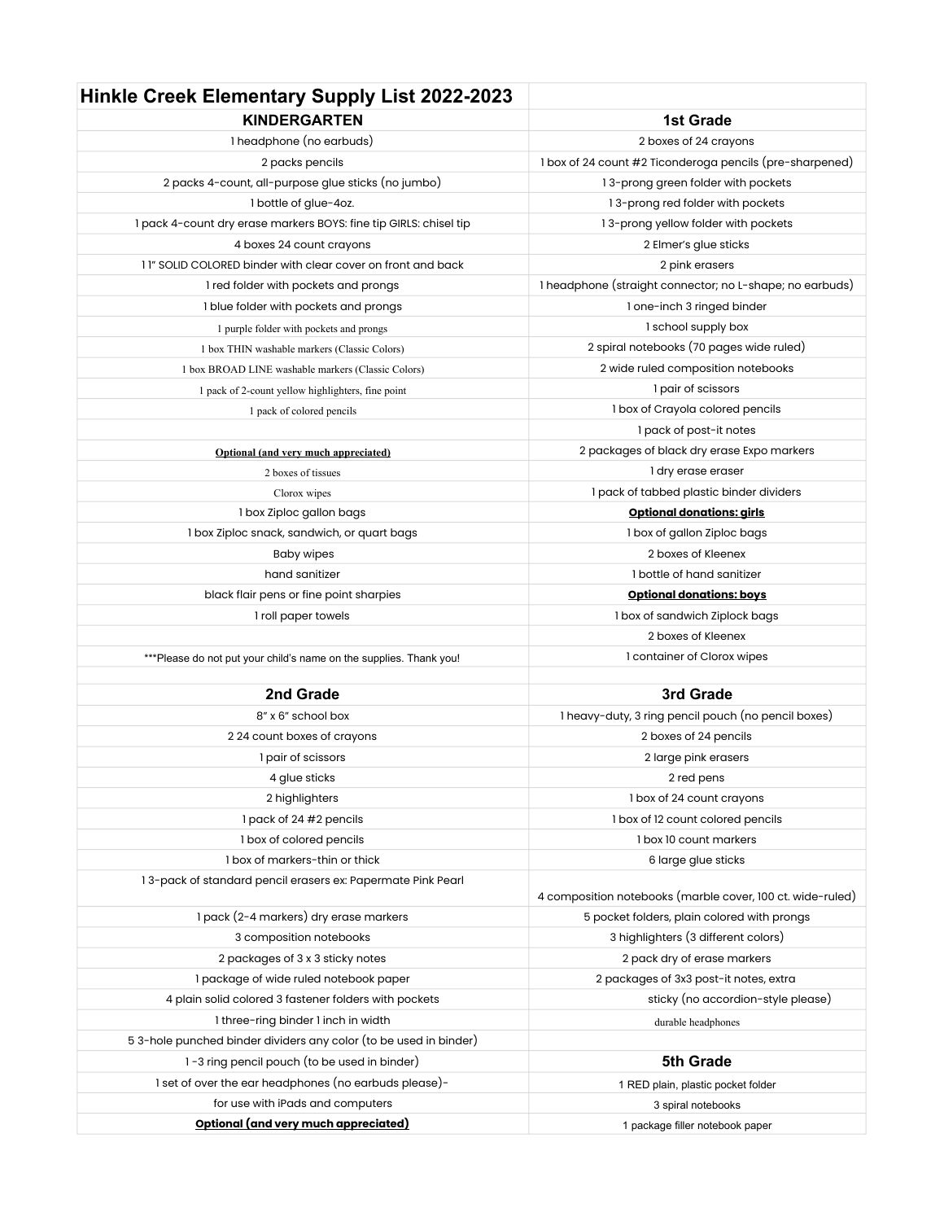# Hinkle Creek Elementary Supply List 2022-2023

| KINDERGARTEN | 1st Grade |
| --- | --- |
| 1 headphone (no earbuds) | 2 boxes of 24 crayons |
| 2 packs pencils | 1 box of 24 count #2 Ticonderoga pencils (pre-sharpened) |
| 2 packs 4-count, all-purpose glue sticks (no jumbo) | 1 3-prong green folder with pockets |
| 1 bottle of glue-4oz. | 1 3-prong red folder with pockets |
| 1 pack 4-count dry erase markers BOYS: fine tip GIRLS: chisel tip | 1 3-prong yellow folder with pockets |
| 4 boxes 24 count crayons | 2 Elmer's glue sticks |
| 1 1" SOLID COLORED binder with clear cover on front and back | 2 pink erasers |
| 1 red folder with pockets and prongs | 1 headphone (straight connector; no L-shape; no earbuds) |
| 1 blue folder with pockets and prongs | 1 one-inch 3 ringed binder |
| 1 purple folder with pockets and prongs | 1 school supply box |
| 1 box THIN washable markers (Classic Colors) | 2 spiral notebooks (70 pages wide ruled) |
| 1 box BROAD LINE washable markers (Classic Colors) | 2 wide ruled composition notebooks |
| 1 pack of 2-count yellow highlighters, fine point | 1 pair of scissors |
| 1 pack of colored pencils | 1 box of Crayola colored pencils |
| | 1 pack of post-it notes |
| **Optional (and very much appreciated)** | 2 packages of black dry erase Expo markers |
| 2 boxes of tissues | 1 dry erase eraser |
| Clorox wipes | 1 pack of tabbed plastic binder dividers |
| 1 box Ziploc gallon bags | **Optional donations: girls** |
| 1 box Ziploc snack, sandwich, or quart bags | 1 box of gallon Ziploc bags |
| Baby wipes | 2 boxes of Kleenex |
| hand sanitizer | 1 bottle of hand sanitizer |
| black flair pens or fine point sharpies | **Optional donations: boys** |
| 1 roll paper towels | 1 box of sandwich Ziplock bags |
| | 2 boxes of Kleenex |
| ***Please do not put your child's name on the supplies. Thank you! | 1 container of Clorox wipes |
| | |
| **2nd Grade** | **3rd Grade** |
| 8" x 6" school box | 1 heavy-duty, 3 ring pencil pouch (no pencil boxes) |
| 2 24 count boxes of crayons | 2 boxes of 24 pencils |
| 1 pair of scissors | 2 large pink erasers |
| 4 glue sticks | 2 red pens |
| 2 highlighters | 1 box of 24 count crayons |
| 1 pack of 24 #2 pencils | 1 box of 12 count colored pencils |
| 1 box of colored pencils | 1 box 10 count markers |
| 1 box of markers-thin or thick | 6 large glue sticks |
| 1 3-pack of standard pencil erasers ex: Papermate Pink Pearl | 4 composition notebooks (marble cover, 100 ct. wide-ruled) |
| 1 pack (2-4 markers) dry erase markers | 5 pocket folders, plain colored with prongs |
| 3 composition notebooks | 3 highlighters (3 different colors) |
| 2 packages of 3 x 3 sticky notes | 2 pack dry of erase markers |
| 1 package of wide ruled notebook paper | 2 packages of 3x3 post-it notes, extra |
| 4 plain solid colored 3 fastener folders with pockets | sticky (no accordion-style please) |
| 1 three-ring binder 1 inch in width | durable headphones |
| 5 3-hole punched binder dividers any color (to be used in binder) | |
| 1 -3 ring pencil pouch (to be used in binder) | **5th Grade** |
| 1 set of over the ear headphones (no earbuds please)- | 1 RED plain, plastic pocket folder |
| for use with iPads and computers | 3 spiral notebooks |
| **Optional (and very much appreciated)** | 1 package filler notebook paper |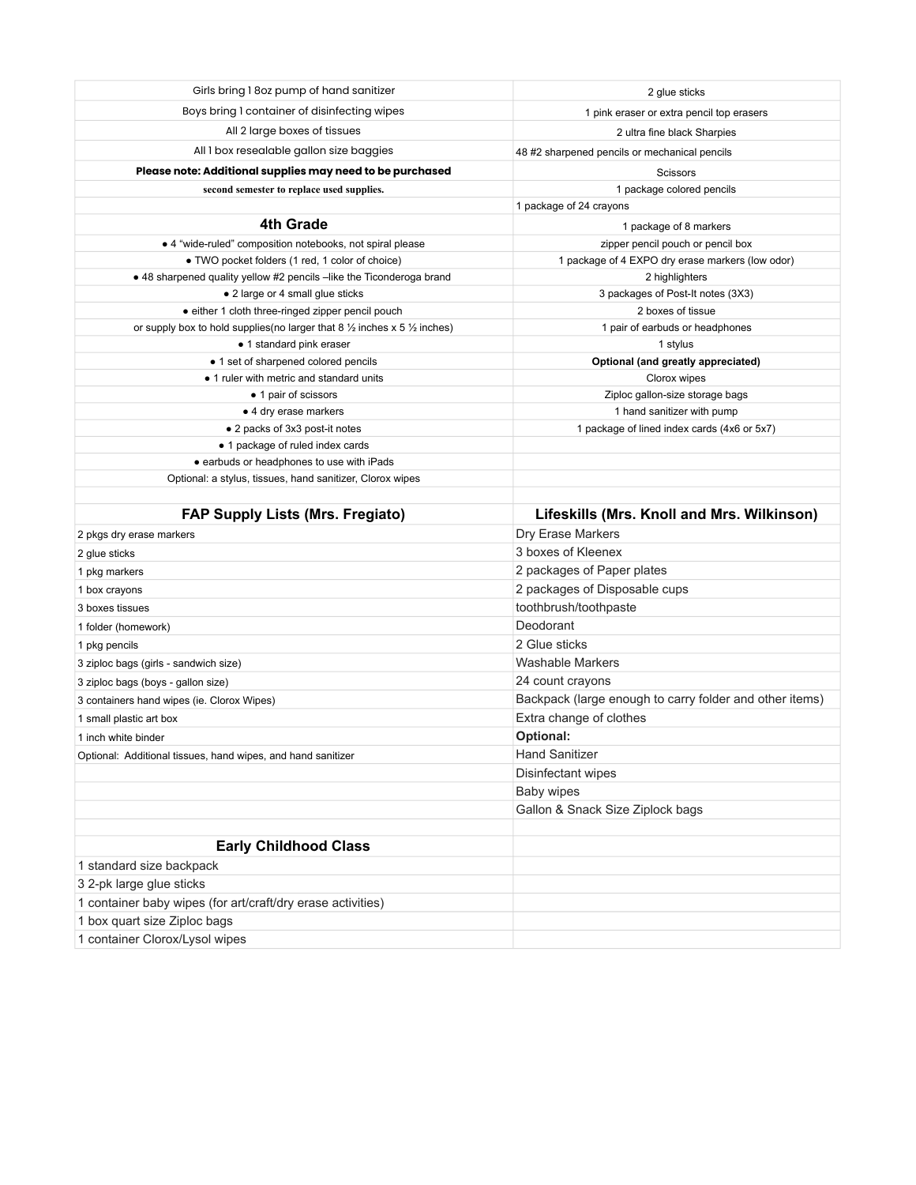| | |
|---|---|
| Girls bring 1 8oz pump of hand sanitizer | 2 glue sticks |
| Boys bring 1 container of disinfecting wipes | 1 pink eraser or extra pencil top erasers |
| All 2 large boxes of tissues | 2 ultra fine black Sharpies |
| All 1 box resealable gallon size baggies | 48 #2 sharpened pencils or mechanical pencils |
| **Please note: Additional supplies may need to be purchased** | Scissors |
| **second semester to replace used supplies.** | 1 package colored pencils |
| | 1 package of 24 crayons |
| **4th Grade** | 1 package of 8 markers |
| ● 4 “wide-ruled” composition notebooks, not spiral please | zipper pencil pouch or pencil box |
| ● TWO pocket folders (1 red, 1 color of choice) | 1 package of 4 EXPO dry erase markers (low odor) |
| ● 48 sharpened quality yellow #2 pencils –like the Ticonderoga brand | 2 highlighters |
| ● 2 large or 4 small glue sticks | 3 packages of Post-It notes (3X3) |
| ● either 1 cloth three-ringed zipper pencil pouch | 2 boxes of tissue |
| or supply box to hold supplies(no larger that 8 ½ inches x 5 ½ inches) | 1 pair of earbuds or headphones |
| ● 1 standard pink eraser | 1 stylus |
| ● 1 set of sharpened colored pencils | **Optional (and greatly appreciated)** |
| ● 1 ruler with metric and standard units | Clorox wipes |
| ● 1 pair of scissors | Ziploc gallon-size storage bags |
| ● 4 dry erase markers | 1 hand sanitizer with pump |
| ● 2 packs of 3x3 post-it notes | 1 package of lined index cards (4x6 or 5x7) |
| ● 1 package of ruled index cards | |
| ● earbuds or headphones to use with iPads | |
| Optional: a stylus, tissues, hand sanitizer, Clorox wipes | |
| | |
| **FAP Supply Lists (Mrs. Fregiato)** | **Lifeskills (Mrs. Knoll and Mrs. Wilkinson)** |
| 2 pkgs dry erase markers | Dry Erase Markers |
| 2 glue sticks | 3 boxes of Kleenex |
| 1 pkg markers | 2 packages of Paper plates |
| 1 box crayons | 2 packages of Disposable cups |
| 3 boxes tissues | toothbrush/toothpaste |
| 1 folder (homework) | Deodorant |
| 1 pkg pencils | 2 Glue sticks |
| 3 ziploc bags (girls - sandwich size) | Washable Markers |
| 3 ziploc bags (boys - gallon size) | 24 count crayons |
| 3 containers hand wipes (ie. Clorox Wipes) | Backpack (large enough to carry folder and other items) |
| 1 small plastic art box | Extra change of clothes |
| 1 inch white binder | **Optional:** |
| Optional: Additional tissues, hand wipes, and hand sanitizer | Hand Sanitizer |
| | Disinfectant wipes |
| | Baby wipes |
| | Gallon & Snack Size Ziplock bags |
| | |
| **Early Childhood Class** | |
| 1 standard size backpack | |
| 3 2-pk large glue sticks | |
| 1 container baby wipes (for art/craft/dry erase activities) | |
| 1 box quart size Ziploc bags | |
| 1 container Clorox/Lysol wipes | |